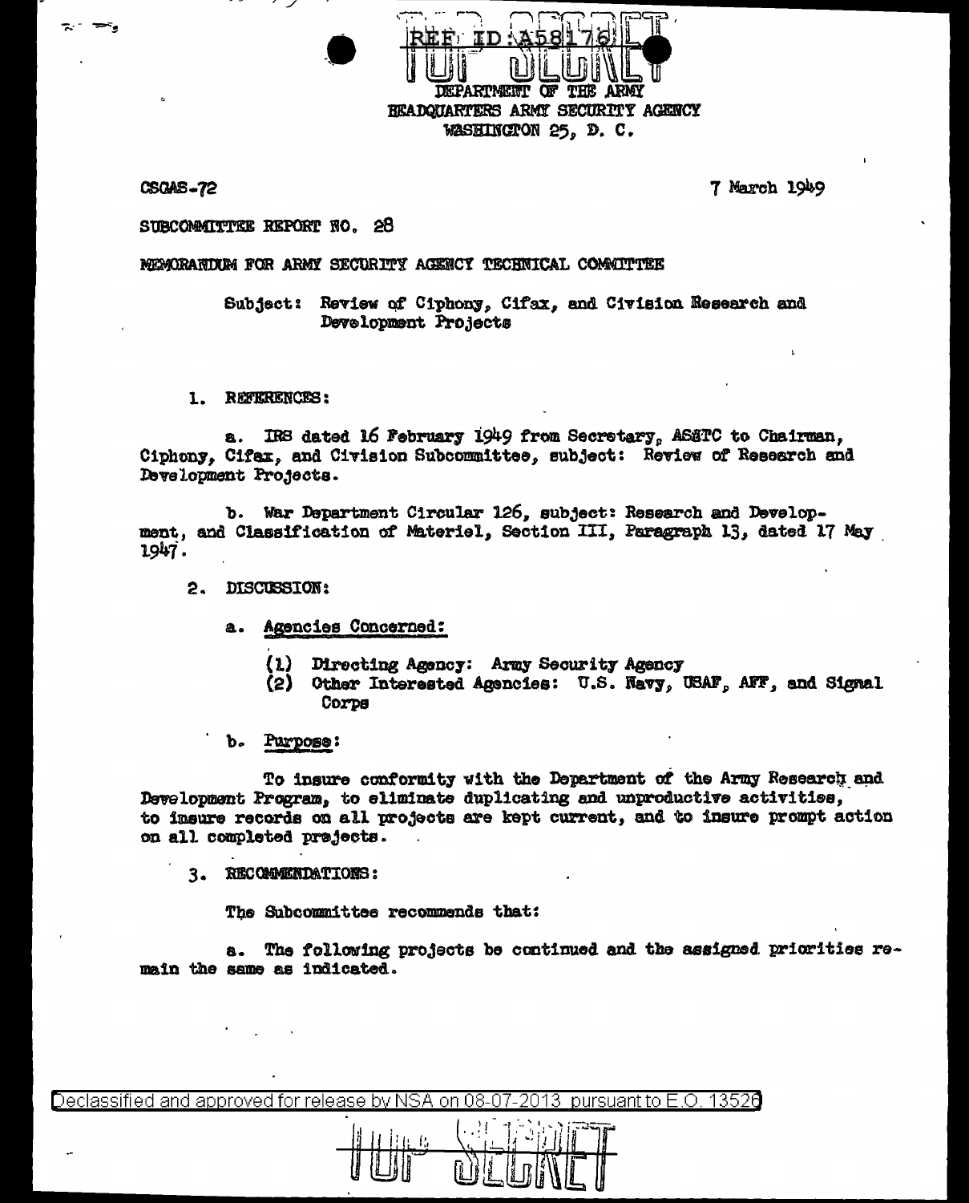REF ID:A58176

TOP SECRET

DEPARTMENT OF THE ARMY
HEADQUARTERS ARMY SECURITY AGENCY
WASHINGTON 25, D. C.

CSGAS-72

7 March 1949

SUBCOMMITTEE REPORT NO. 28

MEMORANDUM FOR ARMY SECURITY AGENCY TECHNICAL COMMITTEE

Subject: Review of Ciphony, Cifax, and Civision Research and Development Projects

1. REFERENCES:

a. IRS dated 16 February 1949 from Secretary, AS&TC to Chairman, Ciphony, Cifax, and Civision Subcommittee, subject: Review of Research and Development Projects.

b. War Department Circular 126, subject: Research and Development, and Classification of Materiel, Section III, Paragraph 13, dated 17 May 1947.

2. DISCUSSION:

a. Agencies Concerned:

(1) Directing Agency: Army Security Agency
(2) Other Interested Agencies: U.S. Navy, USAF, AFF, and Signal Corps

b. Purpose:

To insure conformity with the Department of the Army Research and Development Program, to eliminate duplicating and unproductive activities, to insure records on all projects are kept current, and to insure prompt action on all completed projects.

3. RECOMMENDATIONS:

The Subcommittee recommends that:

a. The following projects be continued and the assigned priorities remain the same as indicated.

Declassified and approved for release by NSA on 08-07-2013 pursuant to E.O. 13526

TOP SECRET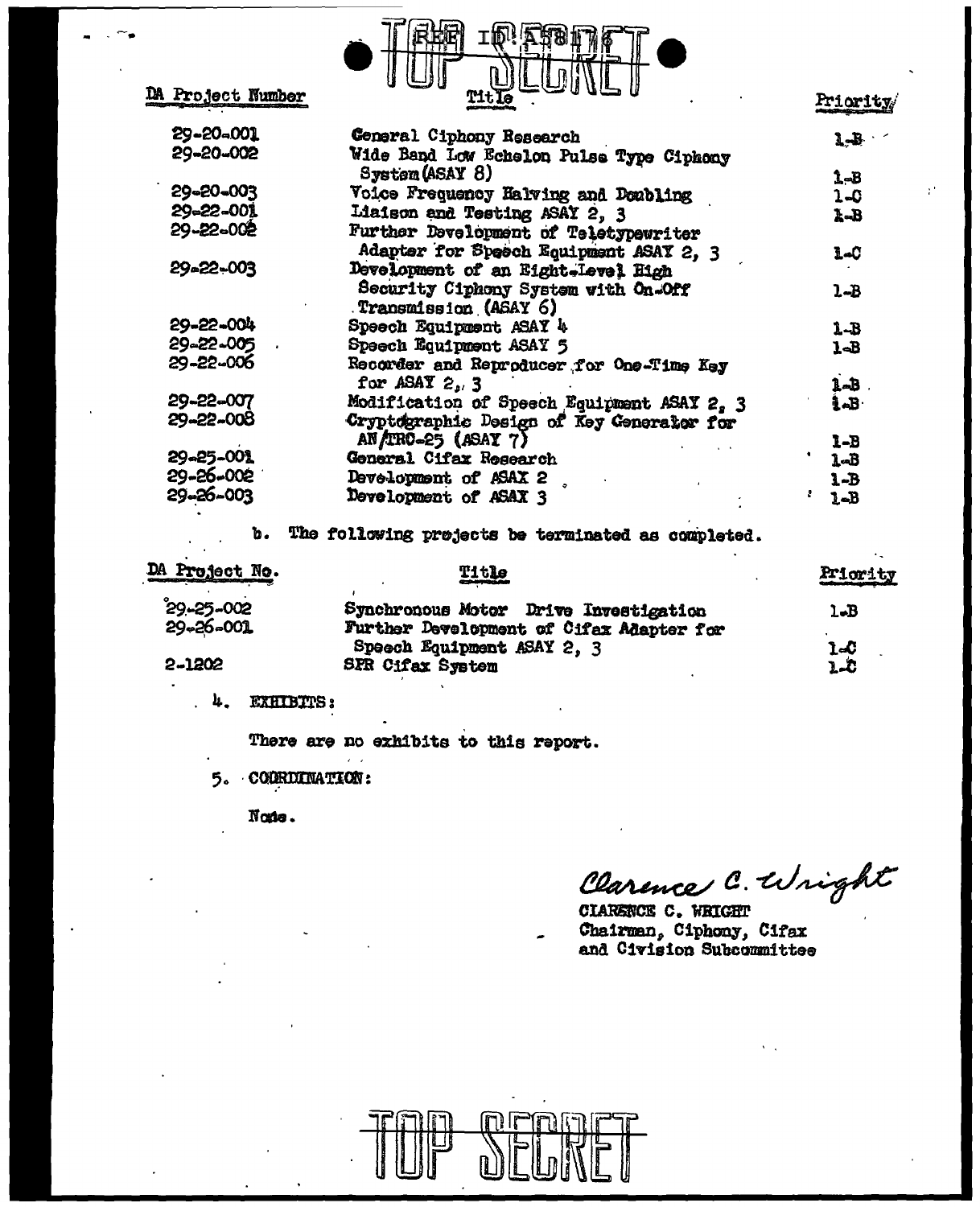| DA Project Number | Title | Priority |
|---|---|---|
| 29-20-001 | General Ciphony Research | 1-B |
| 29-20-002 | Wide Band Low Echelon Pulse Type Ciphony System (ASAY 8) | 1-B |
| 29-20-003 | Voice Frequency Halving and Doubling | 1-C |
| 29-22-001 | Liaison and Testing ASAY 2, 3 | 1-B |
| 29-22-002 | Further Development of Teletypewriter Adapter for Speech Equipment ASAY 2, 3 | 1-C |
| 29-22-003 | Development of an Eight-Level High Security Ciphony System with On-Off Transmission (ASAY 6) | 1-B |
| 29-22-004 | Speech Equipment ASAY 4 | 1-B |
| 29-22-005 | Speech Equipment ASAY 5 | 1-B |
| 29-22-006 | Recorder and Reproducer for One-Time Key for ASAY 2, 3 | 1-B |
| 29-22-007 | Modification of Speech Equipment ASAY 2, 3 | 1-B |
| 29-22-008 | Cryptographic Design of Key Generator for AN/TRC-25 (ASAY 7) | 1-B |
| 29-25-001 | General Cifax Research | 1-B |
| 29-26-002 | Development of ASAX 2 | 1-B |
| 29-26-003 | Development of ASAX 3 | 1-B |

b. The following projects be terminated as completed.

| DA Project No. | Title | Priority |
|---|---|---|
| 29-25-002 | Synchronous Motor Drive Investigation | 1-B |
| 29-26-001 | Further Development of Cifax Adapter for Speech Equipment ASAY 2, 3 | 1-C |
| 2-1202 | SPR Cifax System | 1-C |

4. EXHIBITS:

There are no exhibits to this report.

5. COORDINATION:

None.

Clarence C. Wright

CLARENCE C. WRIGHT
Chairman, Ciphony, Cifax
and Civision Subcommittees